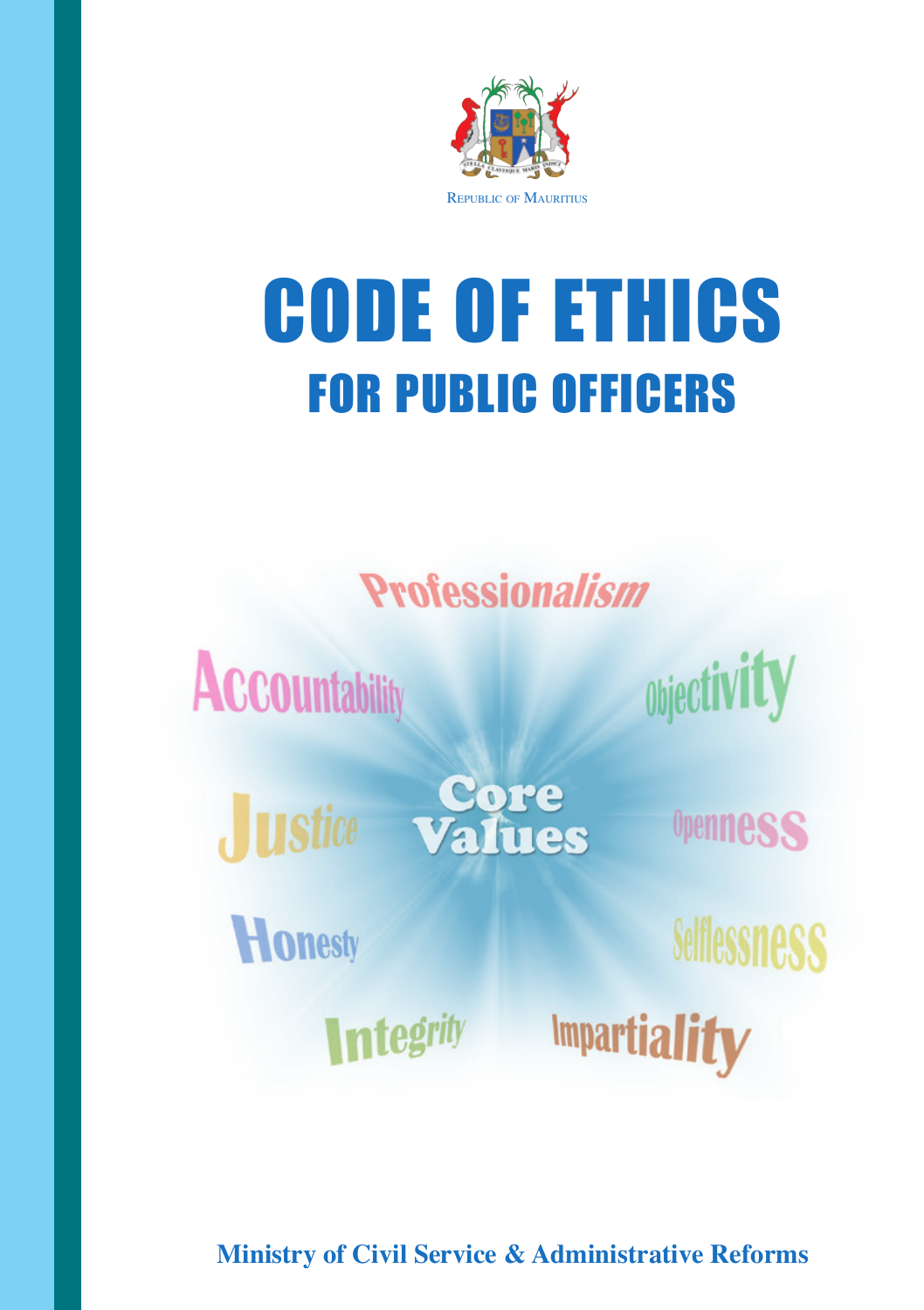Republic of Mauritius

# CODE OF ETHICS

## FOR PUBLIC OFFICERS

Professionalism

Accountability

Objectivity

Justice

Core Values

Openness

Honesty

Selflessness

Integrity

Impartiality

**Ministry of Civil Service & Administrative Reforms**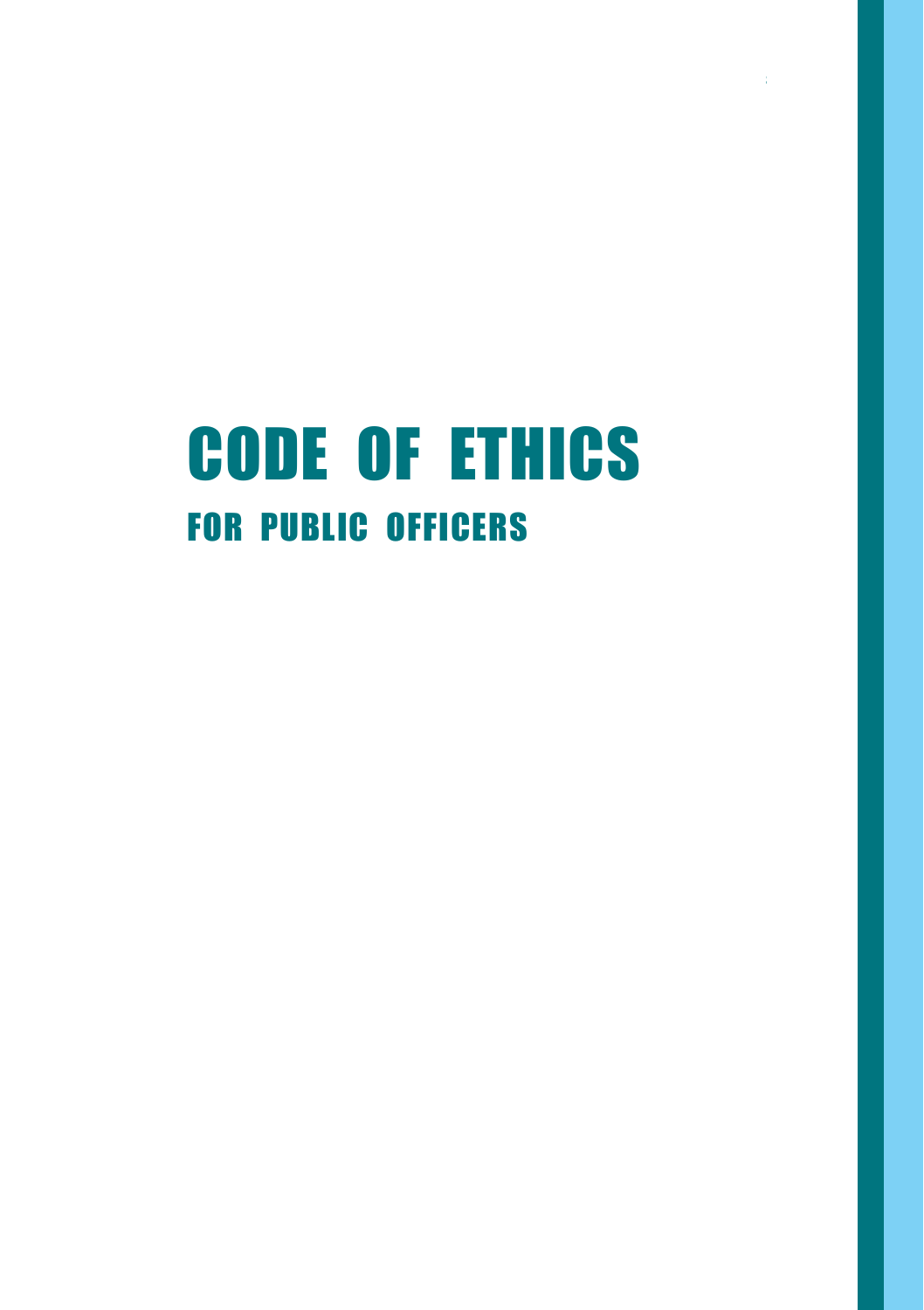# CODE OF ETHICS

## FOR PUBLIC OFFICERS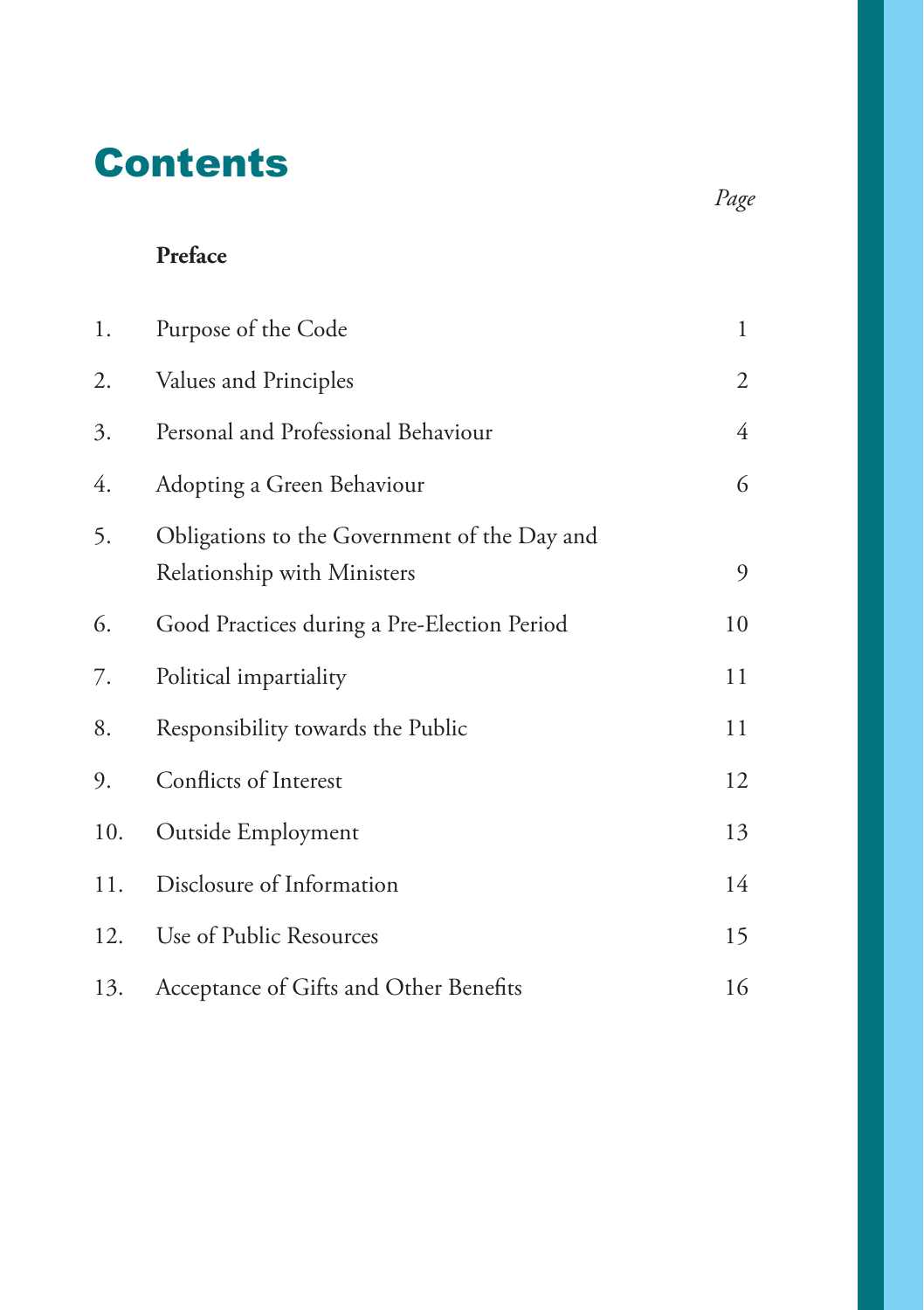# Contents

| | | Page |
|---|---|---|
| | **Preface** | |
| 1. | Purpose of the Code | 1 |
| 2. | Values and Principles | 2 |
| 3. | Personal and Professional Behaviour | 4 |
| 4. | Adopting a Green Behaviour | 6 |
| 5. | Obligations to the Government of the Day and Relationship with Ministers | 9 |
| 6. | Good Practices during a Pre-Election Period | 10 |
| 7. | Political impartiality | 11 |
| 8. | Responsibility towards the Public | 11 |
| 9. | Conflicts of Interest | 12 |
| 10. | Outside Employment | 13 |
| 11. | Disclosure of Information | 14 |
| 12. | Use of Public Resources | 15 |
| 13. | Acceptance of Gifts and Other Benefits | 16 |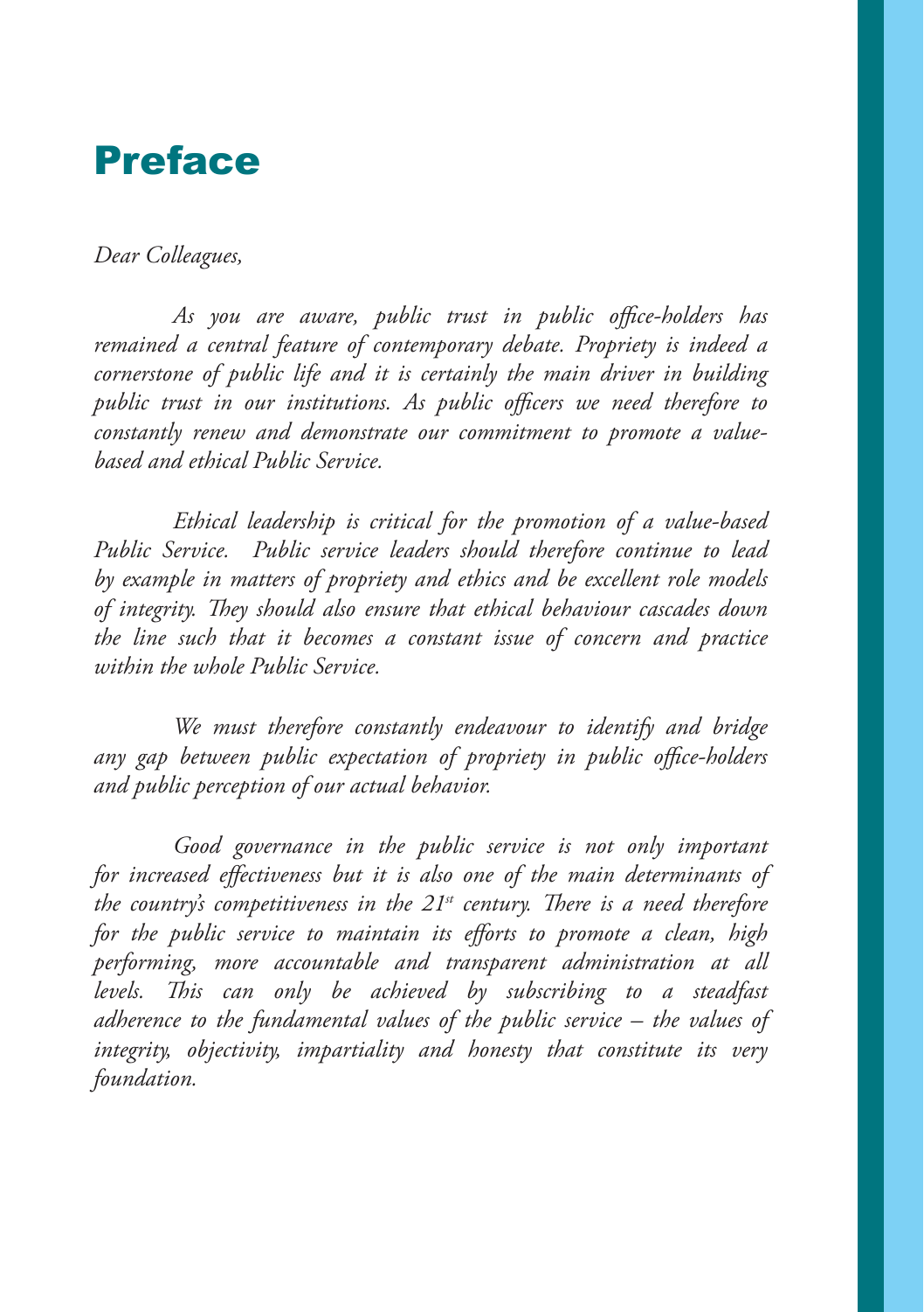# Preface

*Dear Colleagues,*

*As you are aware, public trust in public office-holders has remained a central feature of contemporary debate. Propriety is indeed a cornerstone of public life and it is certainly the main driver in building public trust in our institutions. As public officers we need therefore to constantly renew and demonstrate our commitment to promote a value-based and ethical Public Service.*

*Ethical leadership is critical for the promotion of a value-based Public Service. Public service leaders should therefore continue to lead by example in matters of propriety and ethics and be excellent role models of integrity. They should also ensure that ethical behaviour cascades down the line such that it becomes a constant issue of concern and practice within the whole Public Service.*

*We must therefore constantly endeavour to identify and bridge any gap between public expectation of propriety in public office-holders and public perception of our actual behavior.*

*Good governance in the public service is not only important for increased effectiveness but it is also one of the main determinants of the country's competitiveness in the 21st century. There is a need therefore for the public service to maintain its efforts to promote a clean, high performing, more accountable and transparent administration at all levels. This can only be achieved by subscribing to a steadfast adherence to the fundamental values of the public service – the values of integrity, objectivity, impartiality and honesty that constitute its very foundation.*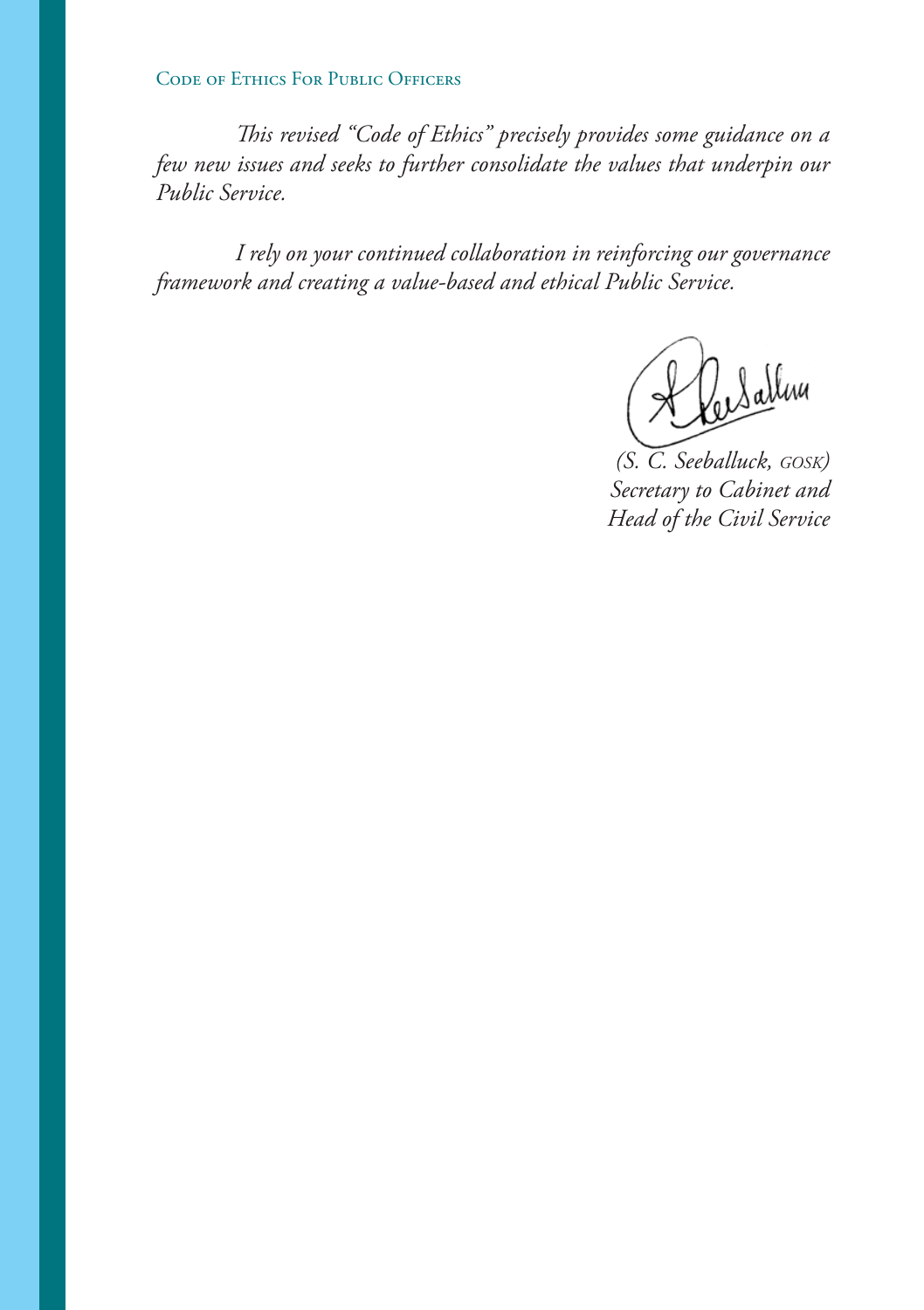*This revised "Code of Ethics" precisely provides some guidance on a few new issues and seeks to further consolidate the values that underpin our Public Service.*

*I rely on your continued collaboration in reinforcing our governance framework and creating a value-based and ethical Public Service.*

*(S. C. Seeballuck, GOSK)*
*Secretary to Cabinet and*
*Head of the Civil Service*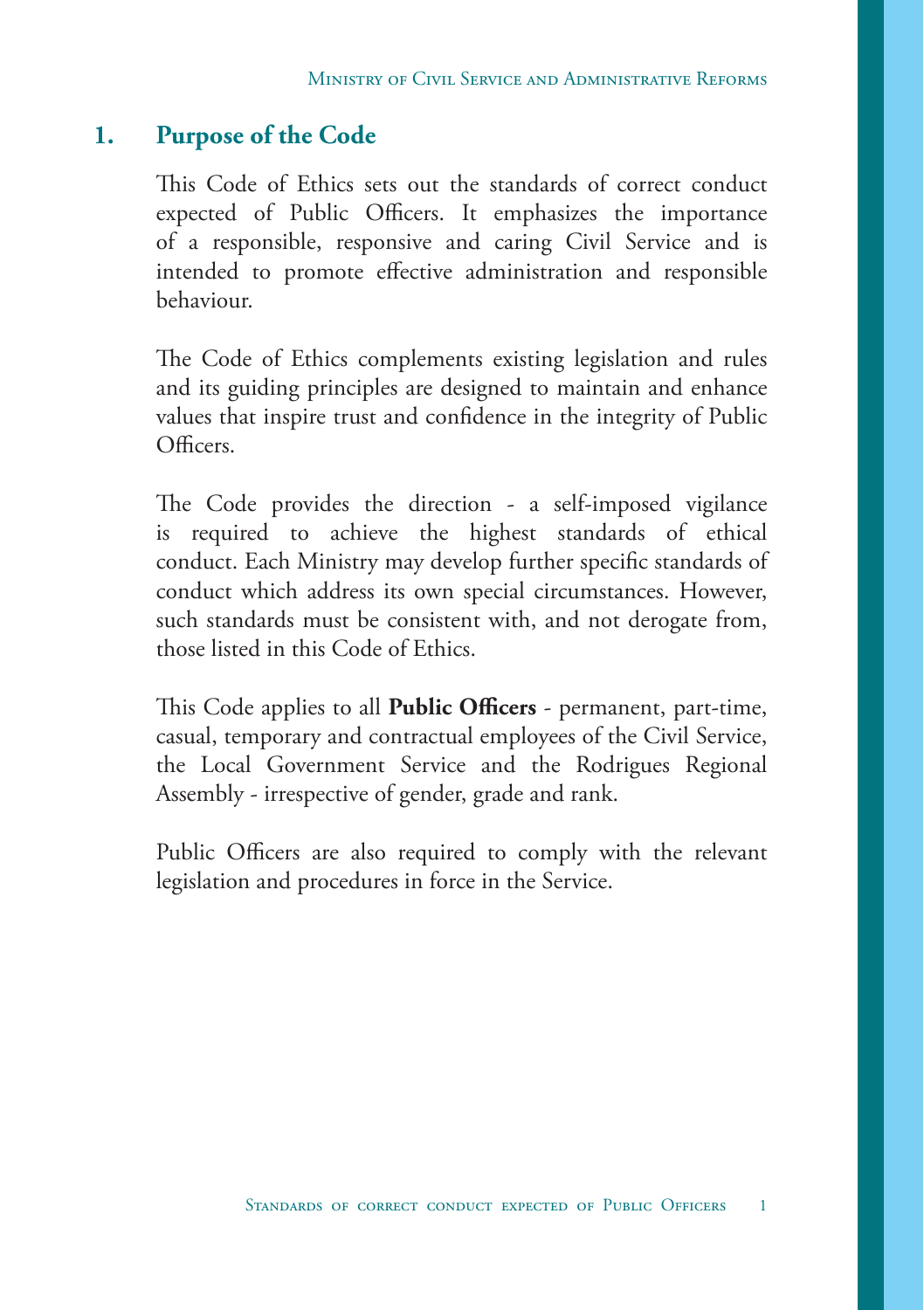## 1. Purpose of the Code

This Code of Ethics sets out the standards of correct conduct expected of Public Officers. It emphasizes the importance of a responsible, responsive and caring Civil Service and is intended to promote effective administration and responsible behaviour.

The Code of Ethics complements existing legislation and rules and its guiding principles are designed to maintain and enhance values that inspire trust and confidence in the integrity of Public Officers.

The Code provides the direction - a self-imposed vigilance is required to achieve the highest standards of ethical conduct. Each Ministry may develop further specific standards of conduct which address its own special circumstances. However, such standards must be consistent with, and not derogate from, those listed in this Code of Ethics.

This Code applies to all **Public Officers** - permanent, part-time, casual, temporary and contractual employees of the Civil Service, the Local Government Service and the Rodrigues Regional Assembly - irrespective of gender, grade and rank.

Public Officers are also required to comply with the relevant legislation and procedures in force in the Service.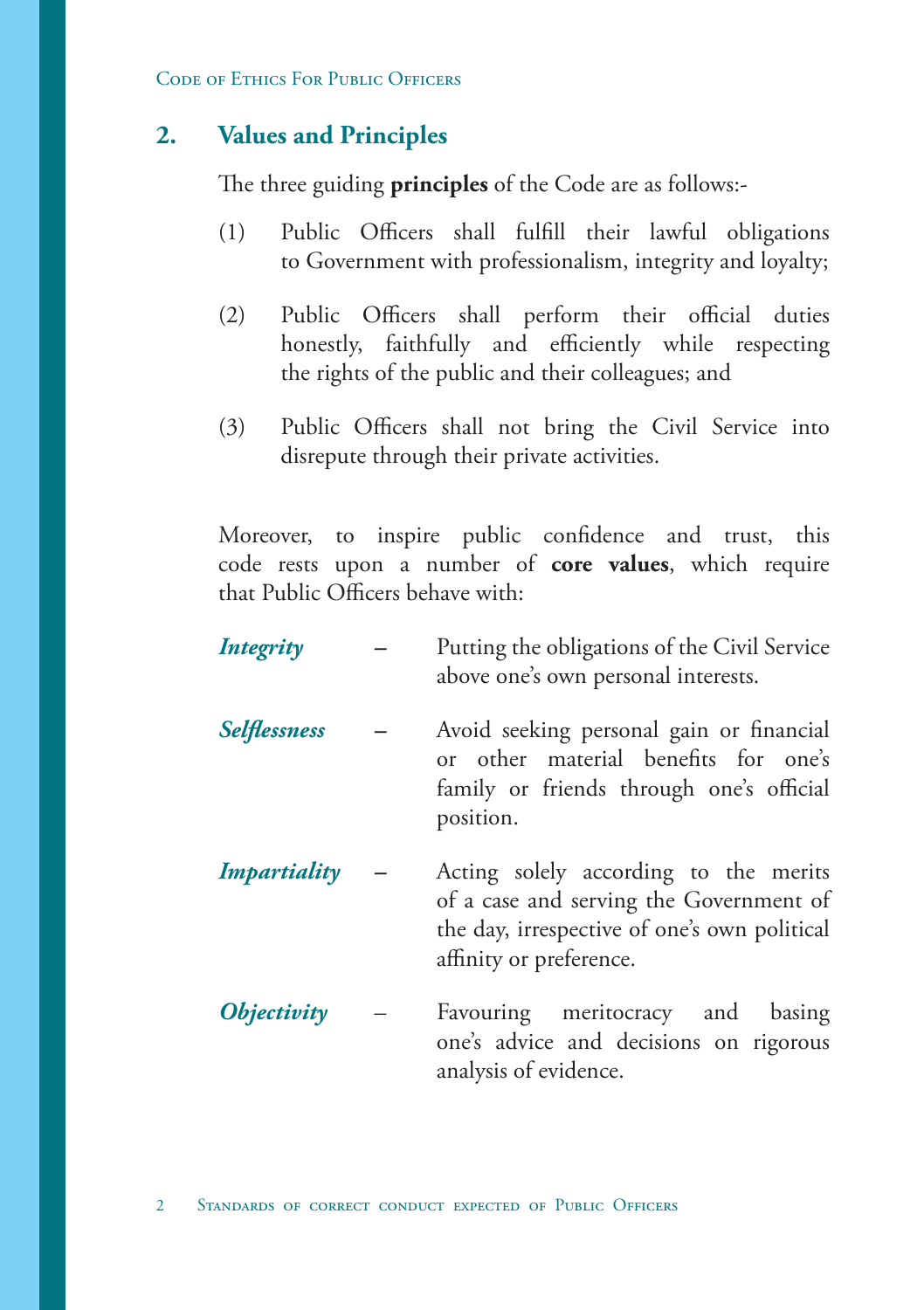## 2. Values and Principles

The three guiding **principles** of the Code are as follows:-

(1) Public Officers shall fulfill their lawful obligations to Government with professionalism, integrity and loyalty;

(2) Public Officers shall perform their official duties honestly, faithfully and efficiently while respecting the rights of the public and their colleagues; and

(3) Public Officers shall not bring the Civil Service into disrepute through their private activities.

Moreover, to inspire public confidence and trust, this code rests upon a number of **core values**, which require that Public Officers behave with:

***Integrity*** – Putting the obligations of the Civil Service above one's own personal interests.

***Selflessness*** – Avoid seeking personal gain or financial or other material benefits for one's family or friends through one's official position.

***Impartiality*** – Acting solely according to the merits of a case and serving the Government of the day, irrespective of one's own political affinity or preference.

***Objectivity*** – Favouring meritocracy and basing one's advice and decisions on rigorous analysis of evidence.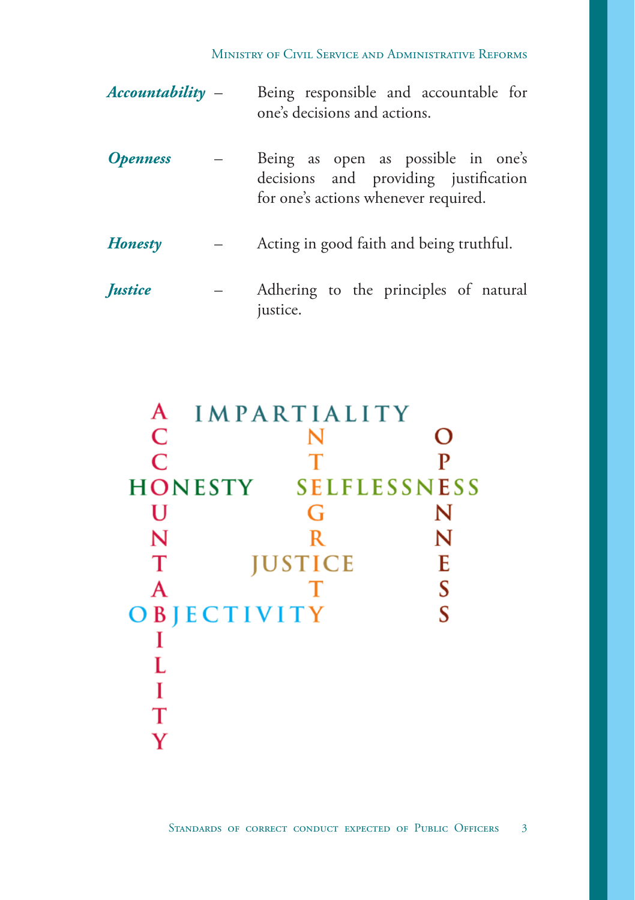***Accountability*** – Being responsible and accountable for one's decisions and actions.

***Openness*** – Being as open as possible in one's decisions and providing justification for one's actions whenever required.

***Honesty*** – Acting in good faith and being truthful.

***Justice*** – Adhering to the principles of natural justice.

```
 A  IMPARTIALITY
 C        N       O
 C        T       P
HONESTY  SELFLESSNESS
 U        G       N
 N        R       N
 T    JUSTICE     E
 A        T       S
OBJECTIVITY       S
 I
 L
 I
 T
 Y
```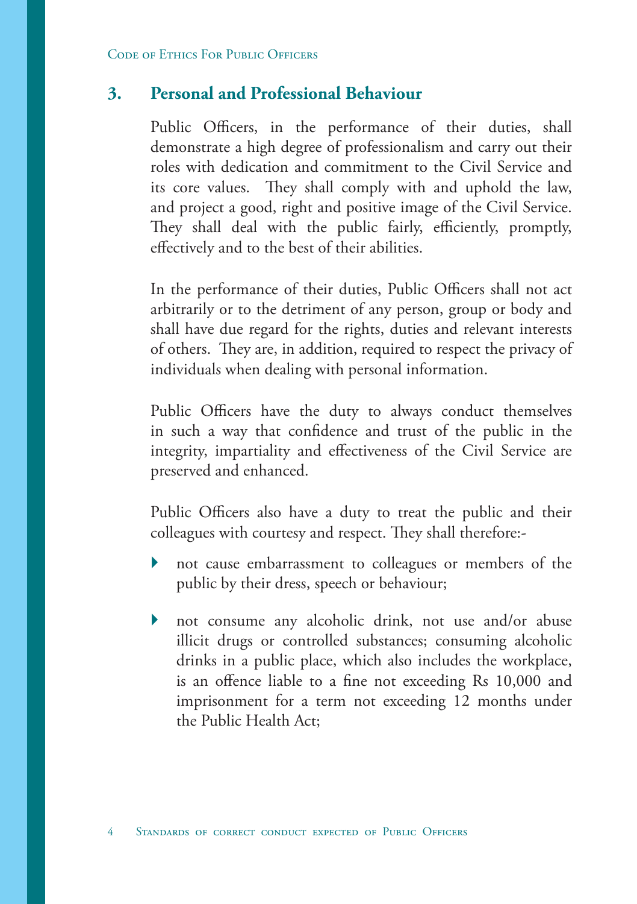## 3. Personal and Professional Behaviour

Public Officers, in the performance of their duties, shall demonstrate a high degree of professionalism and carry out their roles with dedication and commitment to the Civil Service and its core values. They shall comply with and uphold the law, and project a good, right and positive image of the Civil Service. They shall deal with the public fairly, efficiently, promptly, effectively and to the best of their abilities.

In the performance of their duties, Public Officers shall not act arbitrarily or to the detriment of any person, group or body and shall have due regard for the rights, duties and relevant interests of others. They are, in addition, required to respect the privacy of individuals when dealing with personal information.

Public Officers have the duty to always conduct themselves in such a way that confidence and trust of the public in the integrity, impartiality and effectiveness of the Civil Service are preserved and enhanced.

Public Officers also have a duty to treat the public and their colleagues with courtesy and respect. They shall therefore:-

- not cause embarrassment to colleagues or members of the public by their dress, speech or behaviour;
- not consume any alcoholic drink, not use and/or abuse illicit drugs or controlled substances; consuming alcoholic drinks in a public place, which also includes the workplace, is an offence liable to a fine not exceeding Rs 10,000 and imprisonment for a term not exceeding 12 months under the Public Health Act;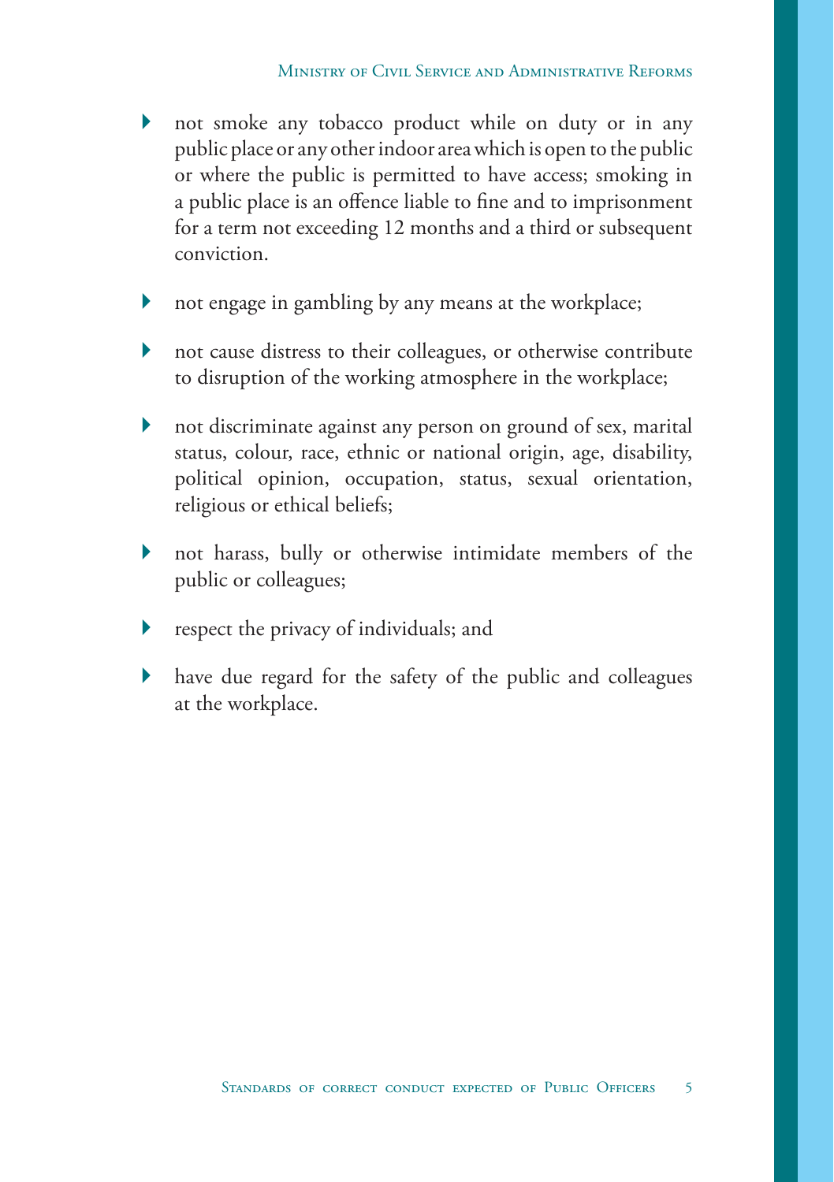- not smoke any tobacco product while on duty or in any public place or any other indoor area which is open to the public or where the public is permitted to have access; smoking in a public place is an offence liable to fine and to imprisonment for a term not exceeding 12 months and a third or subsequent conviction.

- not engage in gambling by any means at the workplace;

- not cause distress to their colleagues, or otherwise contribute to disruption of the working atmosphere in the workplace;

- not discriminate against any person on ground of sex, marital status, colour, race, ethnic or national origin, age, disability, political opinion, occupation, status, sexual orientation, religious or ethical beliefs;

- not harass, bully or otherwise intimidate members of the public or colleagues;

- respect the privacy of individuals; and

- have due regard for the safety of the public and colleagues at the workplace.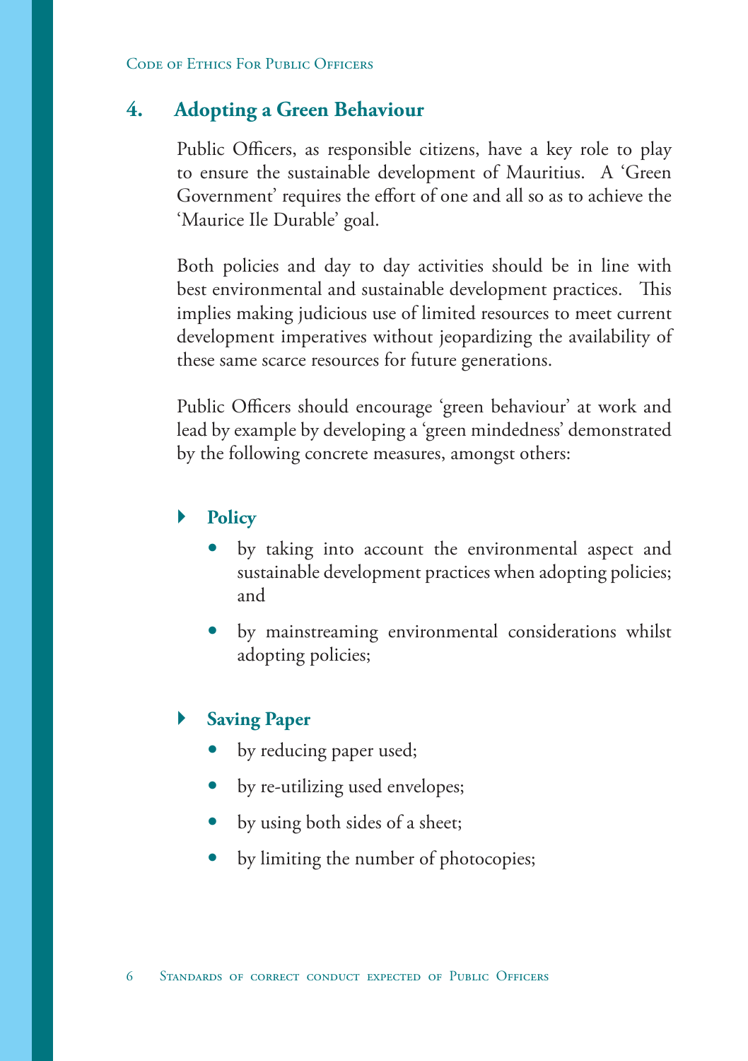## 4. Adopting a Green Behaviour

Public Officers, as responsible citizens, have a key role to play to ensure the sustainable development of Mauritius. A 'Green Government' requires the effort of one and all so as to achieve the 'Maurice Ile Durable' goal.

Both policies and day to day activities should be in line with best environmental and sustainable development practices. This implies making judicious use of limited resources to meet current development imperatives without jeopardizing the availability of these same scarce resources for future generations.

Public Officers should encourage 'green behaviour' at work and lead by example by developing a 'green mindedness' demonstrated by the following concrete measures, amongst others:

### Policy

- by taking into account the environmental aspect and sustainable development practices when adopting policies; and
- by mainstreaming environmental considerations whilst adopting policies;

### Saving Paper

- by reducing paper used;
- by re-utilizing used envelopes;
- by using both sides of a sheet;
- by limiting the number of photocopies;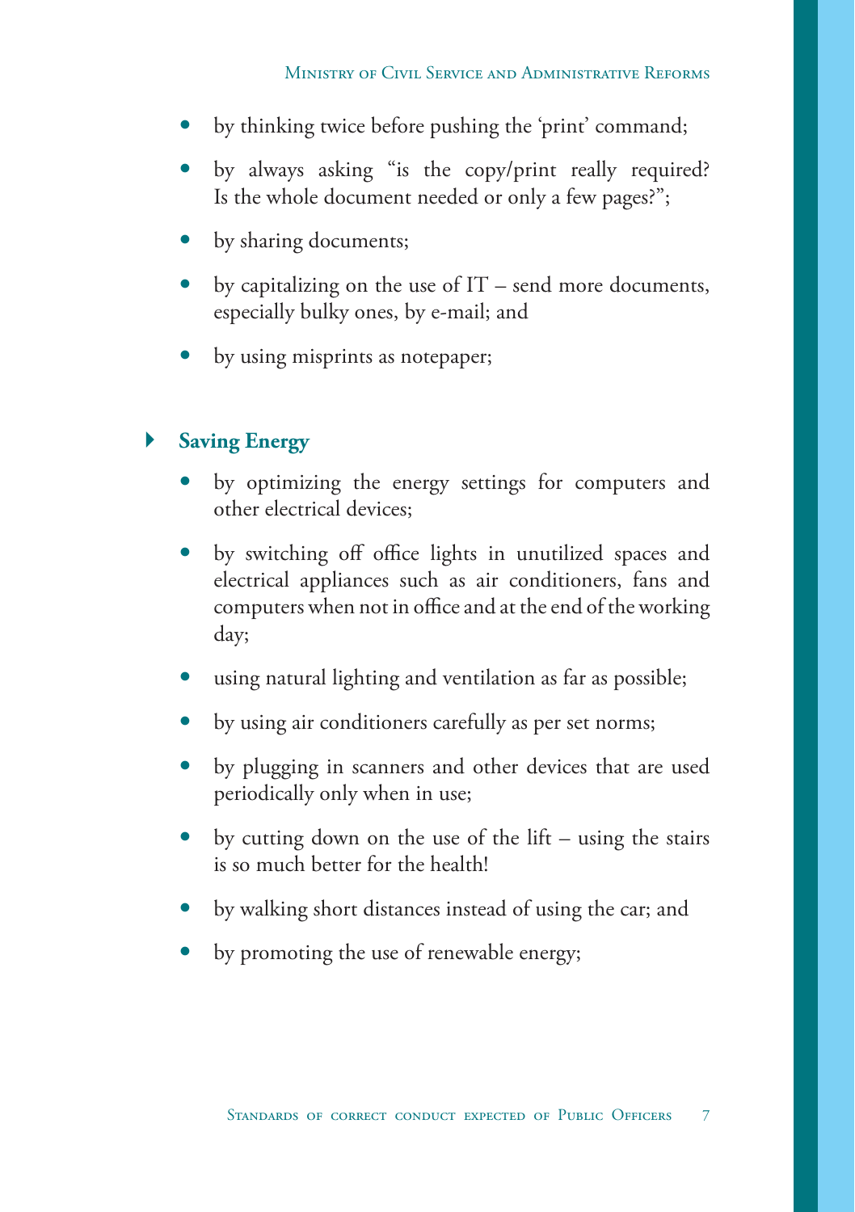- by thinking twice before pushing the 'print' command;
- by always asking "is the copy/print really required? Is the whole document needed or only a few pages?";
- by sharing documents;
- by capitalizing on the use of IT – send more documents, especially bulky ones, by e-mail; and
- by using misprints as notepaper;

**Saving Energy**

- by optimizing the energy settings for computers and other electrical devices;
- by switching off office lights in unutilized spaces and electrical appliances such as air conditioners, fans and computers when not in office and at the end of the working day;
- using natural lighting and ventilation as far as possible;
- by using air conditioners carefully as per set norms;
- by plugging in scanners and other devices that are used periodically only when in use;
- by cutting down on the use of the lift – using the stairs is so much better for the health!
- by walking short distances instead of using the car; and
- by promoting the use of renewable energy;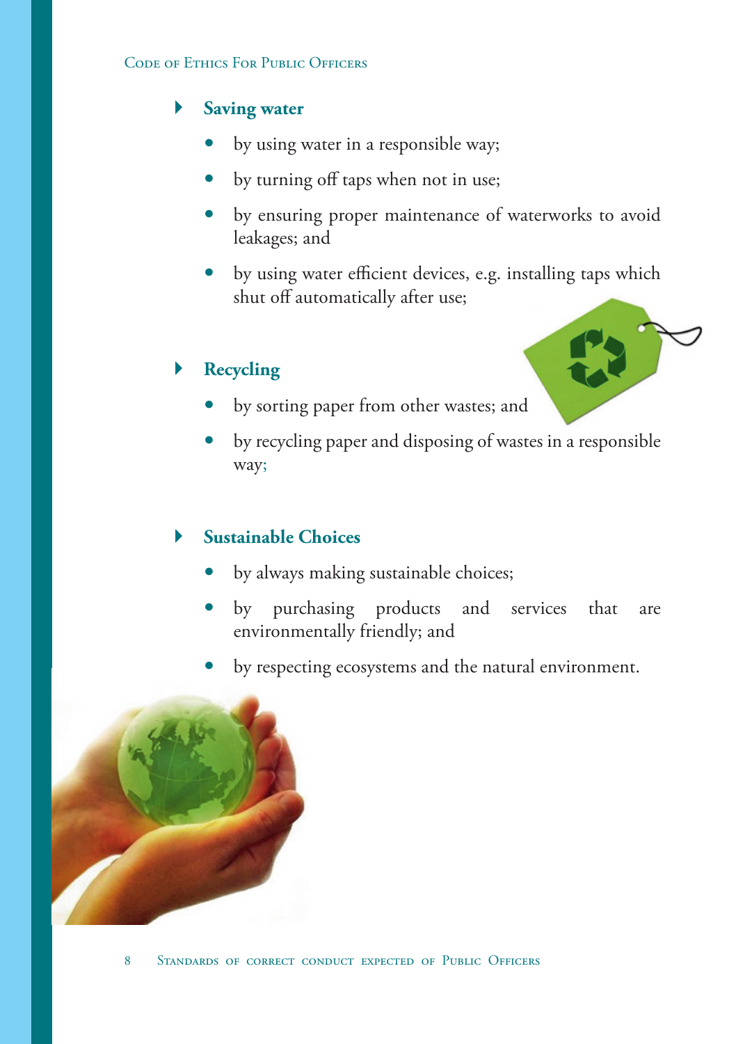- **Saving water**
  - by using water in a responsible way;
  - by turning off taps when not in use;
  - by ensuring proper maintenance of waterworks to avoid leakages; and
  - by using water efficient devices, e.g. installing taps which shut off automatically after use;

- **Recycling**
  - by sorting paper from other wastes; and
  - by recycling paper and disposing of wastes in a responsible way;

- **Sustainable Choices**
  - by always making sustainable choices;
  - by purchasing products and services that are environmentally friendly; and
  - by respecting ecosystems and the natural environment.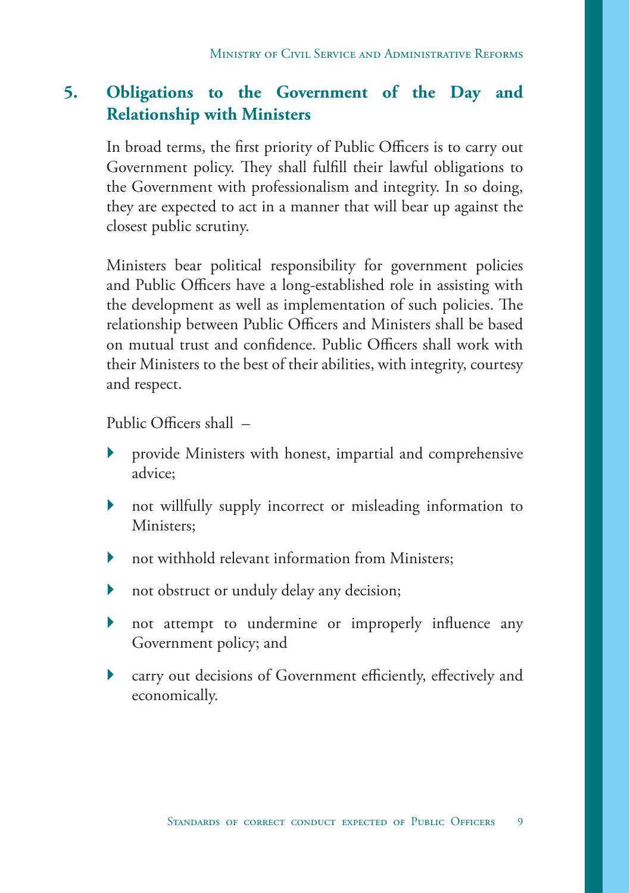## 5. Obligations to the Government of the Day and Relationship with Ministers

In broad terms, the first priority of Public Officers is to carry out Government policy. They shall fulfill their lawful obligations to the Government with professionalism and integrity. In so doing, they are expected to act in a manner that will bear up against the closest public scrutiny.

Ministers bear political responsibility for government policies and Public Officers have a long-established role in assisting with the development as well as implementation of such policies. The relationship between Public Officers and Ministers shall be based on mutual trust and confidence. Public Officers shall work with their Ministers to the best of their abilities, with integrity, courtesy and respect.

Public Officers shall –

- provide Ministers with honest, impartial and comprehensive advice;
- not willfully supply incorrect or misleading information to Ministers;
- not withhold relevant information from Ministers;
- not obstruct or unduly delay any decision;
- not attempt to undermine or improperly influence any Government policy; and
- carry out decisions of Government efficiently, effectively and economically.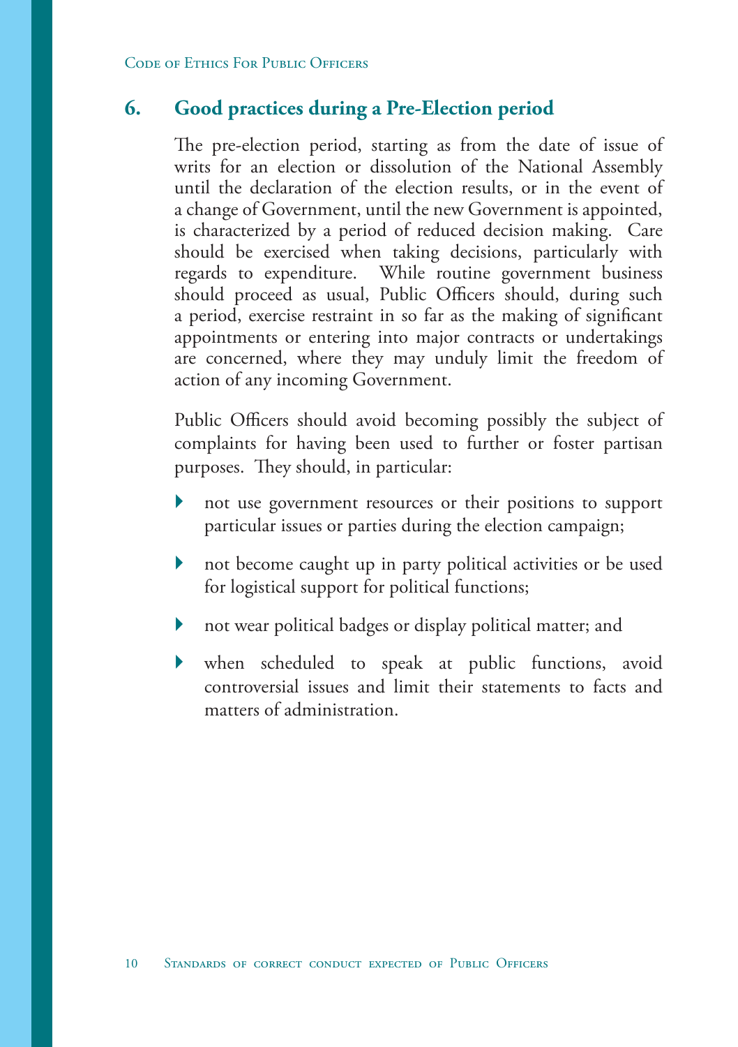## 6. Good practices during a Pre-Election period

The pre-election period, starting as from the date of issue of writs for an election or dissolution of the National Assembly until the declaration of the election results, or in the event of a change of Government, until the new Government is appointed, is characterized by a period of reduced decision making. Care should be exercised when taking decisions, particularly with regards to expenditure. While routine government business should proceed as usual, Public Officers should, during such a period, exercise restraint in so far as the making of significant appointments or entering into major contracts or undertakings are concerned, where they may unduly limit the freedom of action of any incoming Government.

Public Officers should avoid becoming possibly the subject of complaints for having been used to further or foster partisan purposes. They should, in particular:

- not use government resources or their positions to support particular issues or parties during the election campaign;
- not become caught up in party political activities or be used for logistical support for political functions;
- not wear political badges or display political matter; and
- when scheduled to speak at public functions, avoid controversial issues and limit their statements to facts and matters of administration.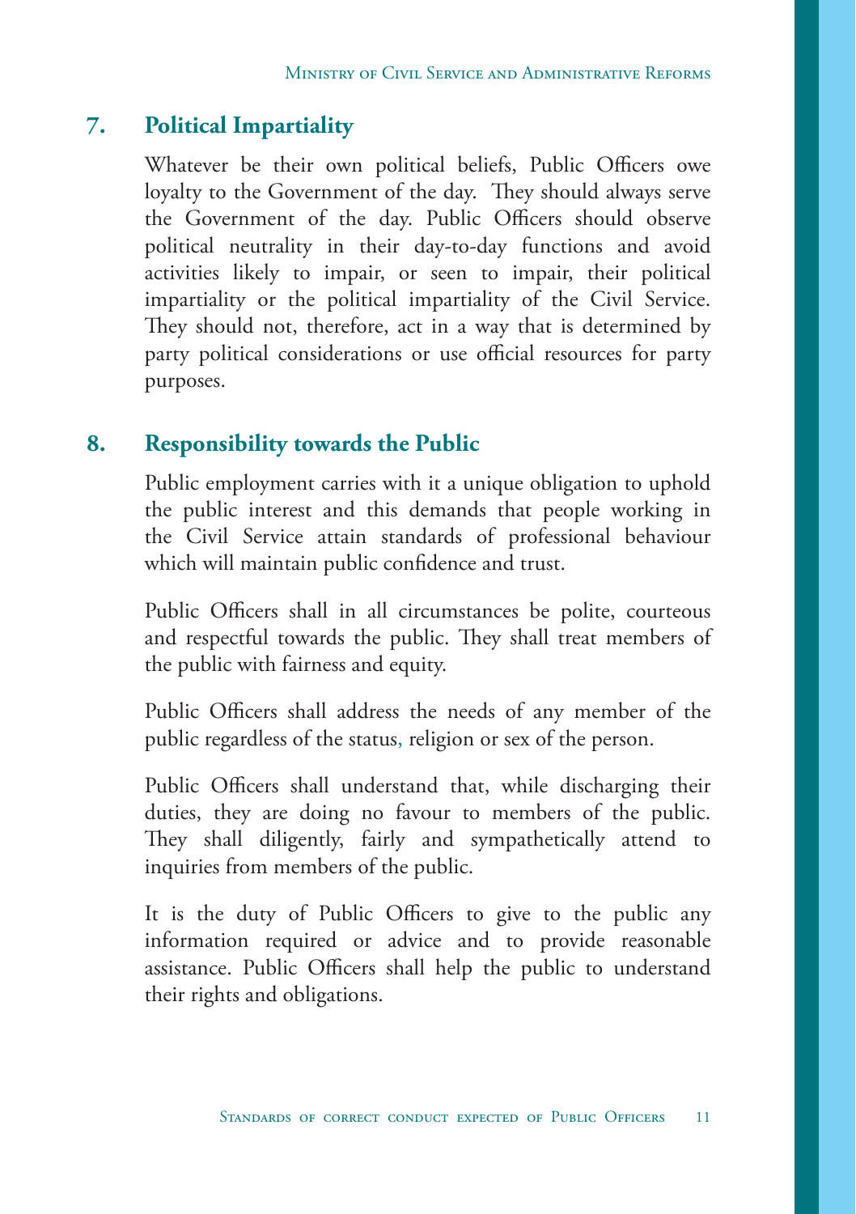## 7. Political Impartiality

Whatever be their own political beliefs, Public Officers owe loyalty to the Government of the day. They should always serve the Government of the day. Public Officers should observe political neutrality in their day-to-day functions and avoid activities likely to impair, or seen to impair, their political impartiality or the political impartiality of the Civil Service. They should not, therefore, act in a way that is determined by party political considerations or use official resources for party purposes.

## 8. Responsibility towards the Public

Public employment carries with it a unique obligation to uphold the public interest and this demands that people working in the Civil Service attain standards of professional behaviour which will maintain public confidence and trust.

Public Officers shall in all circumstances be polite, courteous and respectful towards the public. They shall treat members of the public with fairness and equity.

Public Officers shall address the needs of any member of the public regardless of the status, religion or sex of the person.

Public Officers shall understand that, while discharging their duties, they are doing no favour to members of the public. They shall diligently, fairly and sympathetically attend to inquiries from members of the public.

It is the duty of Public Officers to give to the public any information required or advice and to provide reasonable assistance. Public Officers shall help the public to understand their rights and obligations.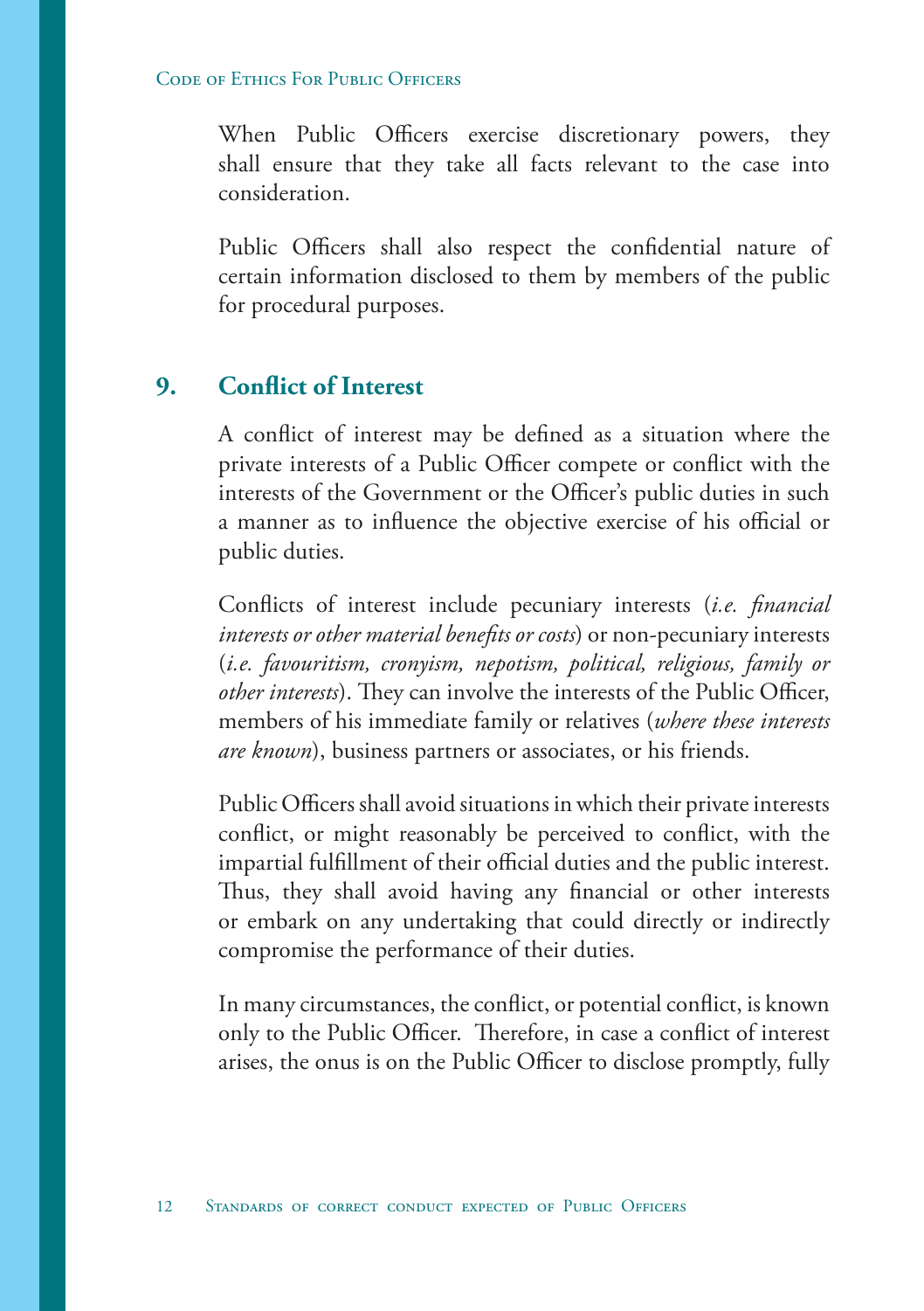When Public Officers exercise discretionary powers, they shall ensure that they take all facts relevant to the case into consideration.

Public Officers shall also respect the confidential nature of certain information disclosed to them by members of the public for procedural purposes.

## 9. Conflict of Interest

A conflict of interest may be defined as a situation where the private interests of a Public Officer compete or conflict with the interests of the Government or the Officer's public duties in such a manner as to influence the objective exercise of his official or public duties.

Conflicts of interest include pecuniary interests (*i.e. financial interests or other material benefits or costs*) or non-pecuniary interests (*i.e. favouritism, cronyism, nepotism, political, religious, family or other interests*). They can involve the interests of the Public Officer, members of his immediate family or relatives (*where these interests are known*), business partners or associates, or his friends.

Public Officers shall avoid situations in which their private interests conflict, or might reasonably be perceived to conflict, with the impartial fulfillment of their official duties and the public interest. Thus, they shall avoid having any financial or other interests or embark on any undertaking that could directly or indirectly compromise the performance of their duties.

In many circumstances, the conflict, or potential conflict, is known only to the Public Officer. Therefore, in case a conflict of interest arises, the onus is on the Public Officer to disclose promptly, fully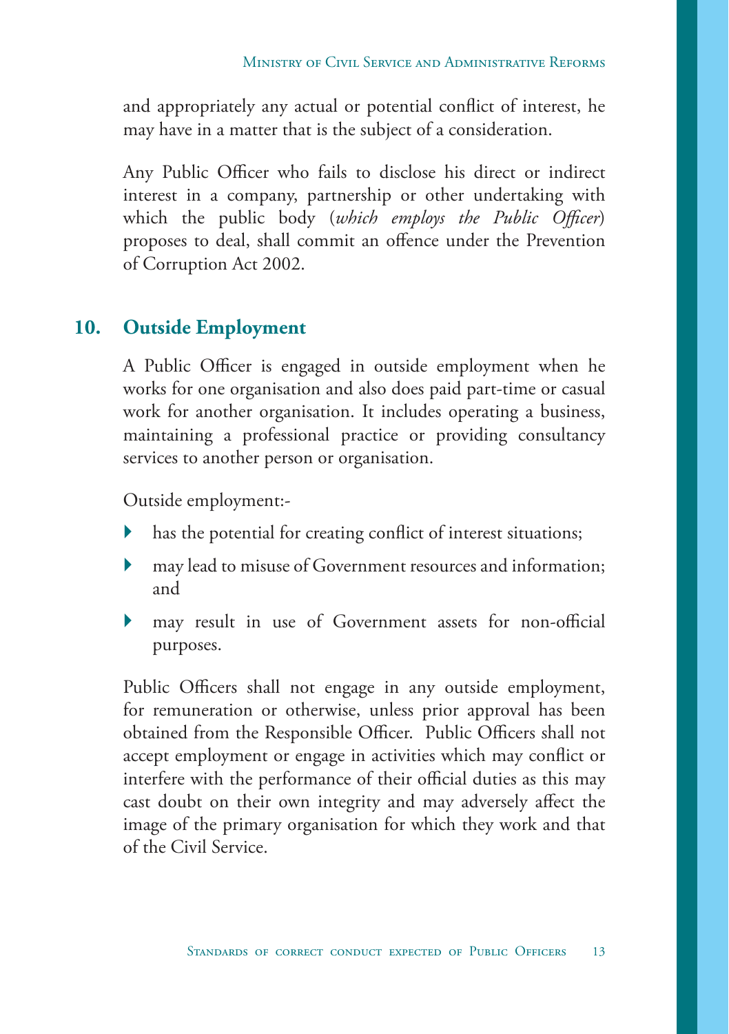and appropriately any actual or potential conflict of interest, he may have in a matter that is the subject of a consideration.

Any Public Officer who fails to disclose his direct or indirect interest in a company, partnership or other undertaking with which the public body (*which employs the Public Officer*) proposes to deal, shall commit an offence under the Prevention of Corruption Act 2002.

## 10. Outside Employment

A Public Officer is engaged in outside employment when he works for one organisation and also does paid part-time or casual work for another organisation. It includes operating a business, maintaining a professional practice or providing consultancy services to another person or organisation.

Outside employment:-

- has the potential for creating conflict of interest situations;
- may lead to misuse of Government resources and information; and
- may result in use of Government assets for non-official purposes.

Public Officers shall not engage in any outside employment, for remuneration or otherwise, unless prior approval has been obtained from the Responsible Officer. Public Officers shall not accept employment or engage in activities which may conflict or interfere with the performance of their official duties as this may cast doubt on their own integrity and may adversely affect the image of the primary organisation for which they work and that of the Civil Service.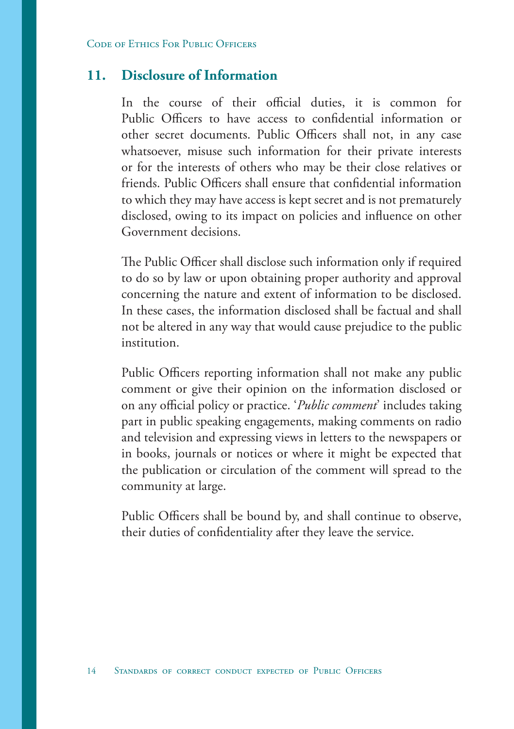## 11. Disclosure of Information

In the course of their official duties, it is common for Public Officers to have access to confidential information or other secret documents. Public Officers shall not, in any case whatsoever, misuse such information for their private interests or for the interests of others who may be their close relatives or friends. Public Officers shall ensure that confidential information to which they may have access is kept secret and is not prematurely disclosed, owing to its impact on policies and influence on other Government decisions.

The Public Officer shall disclose such information only if required to do so by law or upon obtaining proper authority and approval concerning the nature and extent of information to be disclosed. In these cases, the information disclosed shall be factual and shall not be altered in any way that would cause prejudice to the public institution.

Public Officers reporting information shall not make any public comment or give their opinion on the information disclosed or on any official policy or practice. '*Public comment*' includes taking part in public speaking engagements, making comments on radio and television and expressing views in letters to the newspapers or in books, journals or notices or where it might be expected that the publication or circulation of the comment will spread to the community at large.

Public Officers shall be bound by, and shall continue to observe, their duties of confidentiality after they leave the service.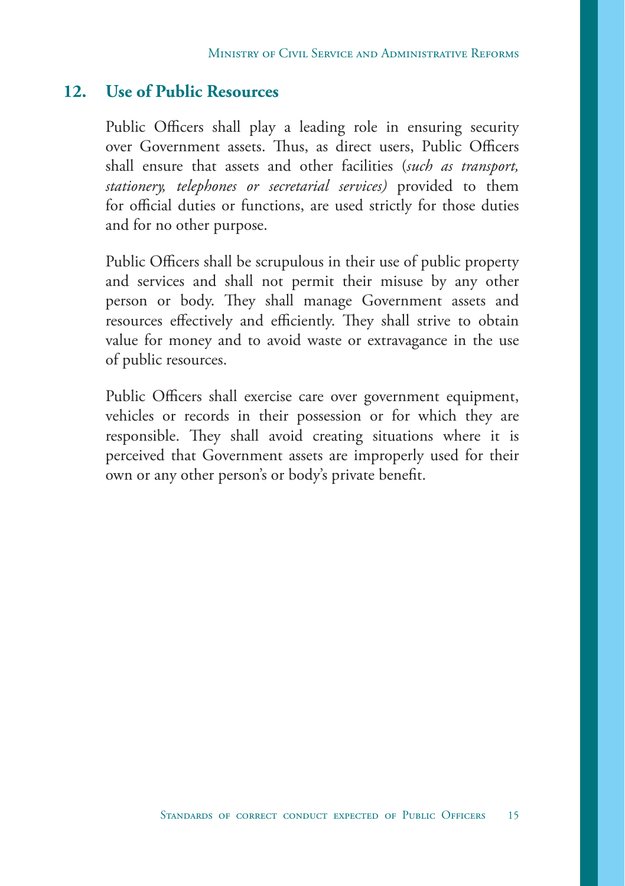## 12. Use of Public Resources

Public Officers shall play a leading role in ensuring security over Government assets. Thus, as direct users, Public Officers shall ensure that assets and other facilities (*such as transport, stationery, telephones or secretarial services)* provided to them for official duties or functions, are used strictly for those duties and for no other purpose.

Public Officers shall be scrupulous in their use of public property and services and shall not permit their misuse by any other person or body. They shall manage Government assets and resources effectively and efficiently. They shall strive to obtain value for money and to avoid waste or extravagance in the use of public resources.

Public Officers shall exercise care over government equipment, vehicles or records in their possession or for which they are responsible. They shall avoid creating situations where it is perceived that Government assets are improperly used for their own or any other person's or body's private benefit.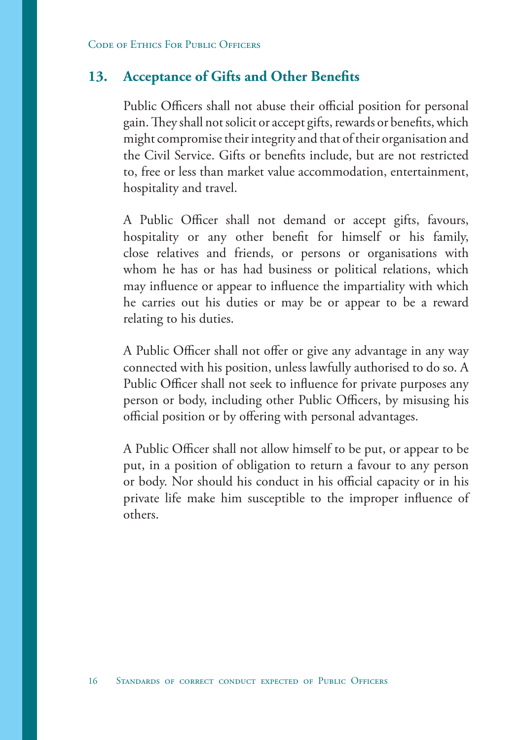## 13. Acceptance of Gifts and Other Benefits

Public Officers shall not abuse their official position for personal gain. They shall not solicit or accept gifts, rewards or benefits, which might compromise their integrity and that of their organisation and the Civil Service. Gifts or benefits include, but are not restricted to, free or less than market value accommodation, entertainment, hospitality and travel.

A Public Officer shall not demand or accept gifts, favours, hospitality or any other benefit for himself or his family, close relatives and friends, or persons or organisations with whom he has or has had business or political relations, which may influence or appear to influence the impartiality with which he carries out his duties or may be or appear to be a reward relating to his duties.

A Public Officer shall not offer or give any advantage in any way connected with his position, unless lawfully authorised to do so. A Public Officer shall not seek to influence for private purposes any person or body, including other Public Officers, by misusing his official position or by offering with personal advantages.

A Public Officer shall not allow himself to be put, or appear to be put, in a position of obligation to return a favour to any person or body. Nor should his conduct in his official capacity or in his private life make him susceptible to the improper influence of others.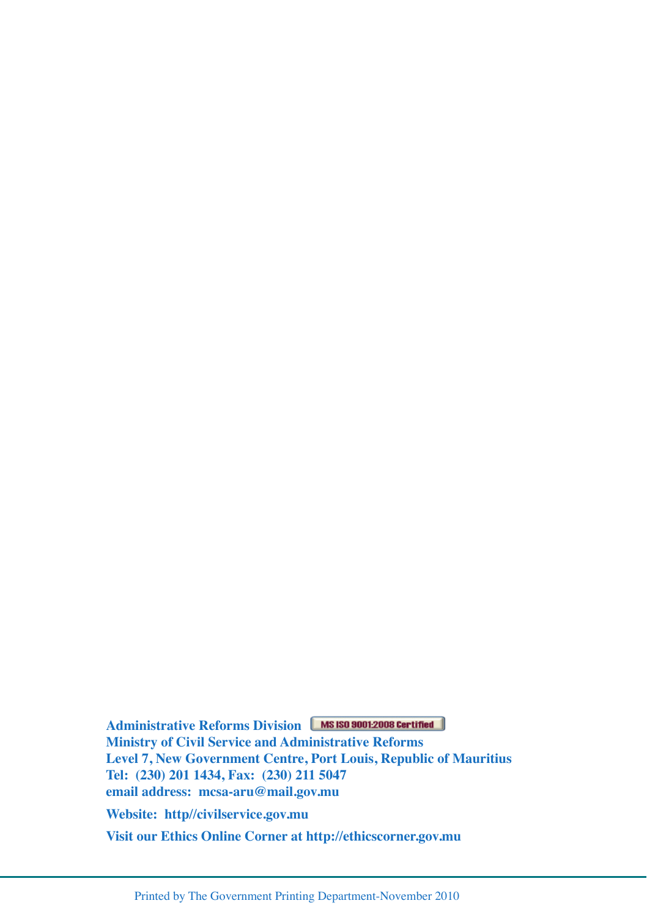**Administrative Reforms Division** MS ISO 9001:2008 Certified
**Ministry of Civil Service and Administrative Reforms**
**Level 7, New Government Centre, Port Louis, Republic of Mauritius**
**Tel: (230) 201 1434, Fax: (230) 211 5047**
**email address: mcsa-aru@mail.gov.mu**

**Website: http//civilservice.gov.mu**

**Visit our Ethics Online Corner at http://ethicscorner.gov.mu**

Printed by The Government Printing Department-November 2010